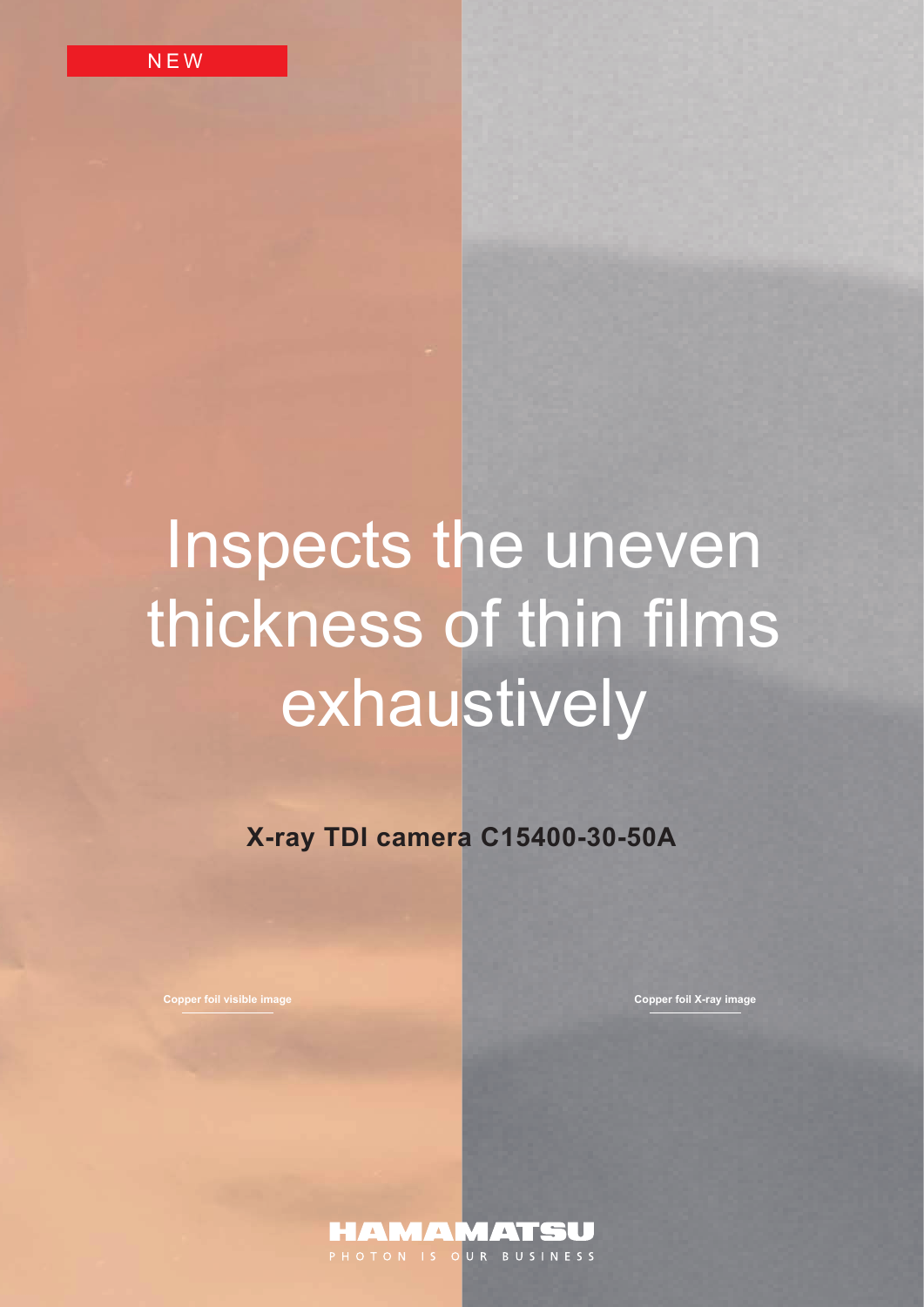NEW

# Inspects the uneven thickness of thin films exhaustively

**X-ray TDI camera C15400-30-50A**

Copper foil visible image

Copper foil X-ray image

HAMAMATSU

PHOTON IS OUR BUSINESS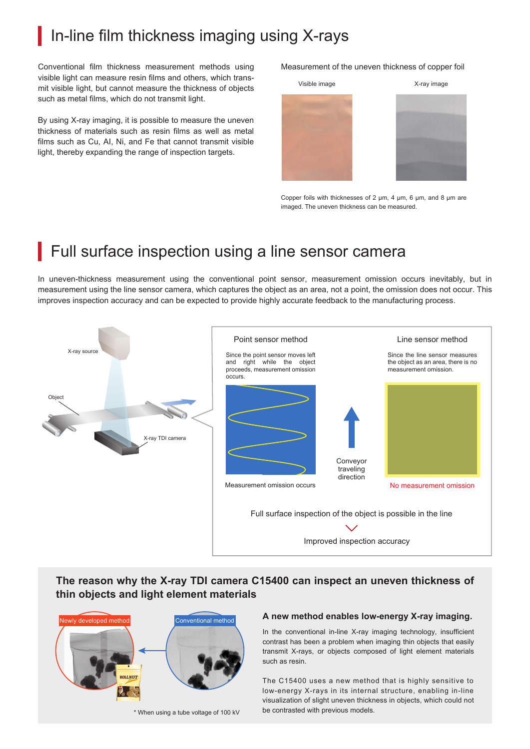## In-line film thickness imaging using X-rays

Conventional film thickness measurement methods using visible light can measure resin films and others, which transmit visible light, but cannot measure the thickness of objects such as metal films, which do not transmit light.

By using X-ray imaging, it is possible to measure the uneven thickness of materials such as resin films as well as metal films such as Cu, Al, Ni, and Fe that cannot transmit visible light, thereby expanding the range of inspection targets.

Measurement of the uneven thickness of copper foil

Visible image

X-ray image

Copper foils with thicknesses of 2 μm, 4 μm, 6 μm, and 8 μm are imaged. The uneven thickness can be measured.

## Full surface inspection using a line sensor camera

In uneven-thickness measurement using the conventional point sensor, measurement omission occurs inevitably, but in measurement using the line sensor camera, which captures the object as an area, not a point, the omission does not occur. This improves inspection accuracy and can be expected to provide highly accurate feedback to the manufacturing process.

X-ray source

Object

X-ray TDI camera

**Point sensor method**

Since the point sensor moves left and right while the object proceeds, measurement omission occurs.

Measurement omission occurs

Conveyor traveling direction

**Line sensor method**

Since the line sensor measures the object as an area, there is no measurement omission.

No measurement omission

Full surface inspection of the object is possible in the line

Improved inspection accuracy

### The reason why the X-ray TDI camera C15400 can inspect an uneven thickness of thin objects and light element materials

Newly developed method

Conventional method

\* When using a tube voltage of 100 kV

**A new method enables low-energy X-ray imaging.**

In the conventional in-line X-ray imaging technology, insufficient contrast has been a problem when imaging thin objects that easily transmit X-rays, or objects composed of light element materials such as resin.

The C15400 uses a new method that is highly sensitive to low-energy X-rays in its internal structure, enabling in-line visualization of slight uneven thickness in objects, which could not be contrasted with previous models.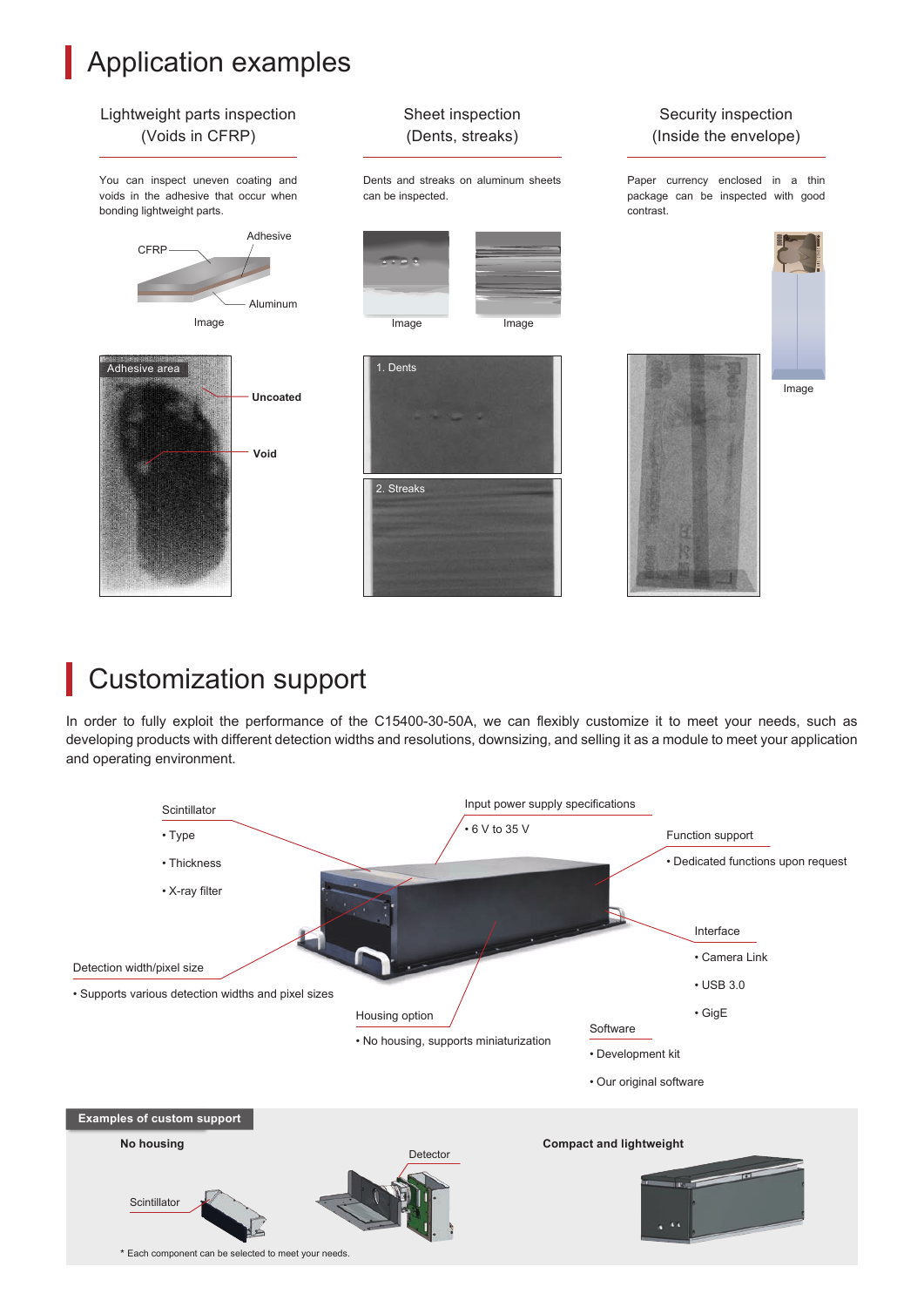# Application examples

### Lightweight parts inspection (Voids in CFRP)

You can inspect uneven coating and voids in the adhesive that occur when bonding lightweight parts.

CFRP

Adhesive

Aluminum

Image

Adhesive area

Uncoated

Void

### Sheet inspection (Dents, streaks)

Dents and streaks on aluminum sheets can be inspected.

Image

Image

1. Dents

2. Streaks

### Security inspection (Inside the envelope)

Paper currency enclosed in a thin package can be inspected with good contrast.

Image

# Customization support

In order to fully exploit the performance of the C15400-30-50A, we can flexibly customize it to meet your needs, such as developing products with different detection widths and resolutions, downsizing, and selling it as a module to meet your application and operating environment.

**Scintillator**
- Type
- Thickness
- X-ray filter

**Input power supply specifications**
- 6 V to 35 V

**Function support**
- Dedicated functions upon request

**Interface**
- Camera Link
- USB 3.0
- GigE

**Detection width/pixel size**
- Supports various detection widths and pixel sizes

**Housing option**
- No housing, supports miniaturization

**Software**
- Development kit
- Our original software

**Examples of custom support**

**No housing**

Scintillator

Detector

**Compact and lightweight**

\* Each component can be selected to meet your needs.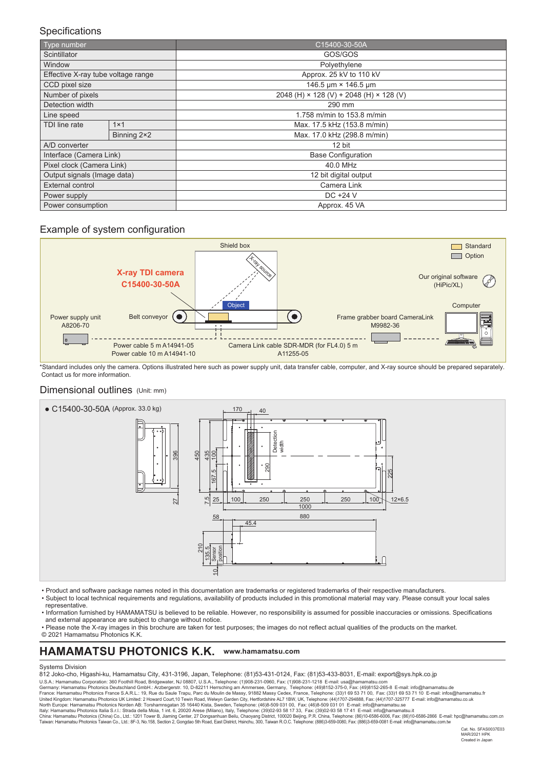## Specifications

| Type number | | C15400-30-50A |
|---|---|---|
| Scintillator | | GOS/GOS |
| Window | | Polyethylene |
| Effective X-ray tube voltage range | | Approx. 25 kV to 110 kV |
| CCD pixel size | | 146.5 μm × 146.5 μm |
| Number of pixels | | 2048 (H) × 128 (V) + 2048 (H) × 128 (V) |
| Detection width | | 290 mm |
| Line speed | | 1.758 m/min to 153.8 m/min |
| TDI line rate | 1×1 | Max. 17.5 kHz (153.8 m/min) |
| | Binning 2×2 | Max. 17.0 kHz (298.8 m/min) |
| A/D converter | | 12 bit |
| Interface (Camera Link) | | Base Configuration |
| Pixel clock (Camera Link) | | 40.0 MHz |
| Output signals (Image data) | | 12 bit digital output |
| External control | | Camera Link |
| Power supply | | DC +24 V |
| Power consumption | | Approx. 45 VA |

## Example of system configuration

Shield box

X-ray source

Object

Standard

Option

X-ray TDI camera
C15400-30-50A

Our original software
(HiPic/XL)

Computer

Power supply unit
A8206-70

Belt conveyor

Frame grabber board CameraLink
M9982-36

Power cable 5 m A14941-05
Power cable 10 m A14941-10

Camera Link cable SDR-MDR (for FL4.0) 5 m
A11255-05

*Standard includes only the camera. Options illustrated here such as power supply unit, data transfer cable, computer, and X-ray source should be prepared separately. Contact us for more information.

## Dimensional outlines (Unit: mm)

● C15400-30-50A (Approx. 33.0 kg)

170
40
396
27
450
435
100
167.5
290
Detection width
225
7.5
25
100
250
250
250
100
12×6.5
1000
58
880
45.4
210
135.5
Sensor position
10

- Product and software package names noted in this documentation are trademarks or registered trademarks of their respective manufacturers.
- Subject to local technical requirements and regulations, availability of products included in this promotional material may vary. Please consult your local sales representative.
- Information furnished by HAMAMATSU is believed to be reliable. However, no responsibility is assumed for possible inaccuracies or omissions. Specifications and external appearance are subject to change without notice.
- Please note the X-ray images in this brochure are taken for test purposes; the images do not reflect actual qualities of the products on the market.

© 2021 Hamamatsu Photonics K.K.

**HAMAMATSU PHOTONICS K.K.** www.hamamatsu.com

Systems Division
812 Joko-cho, Higashi-ku, Hamamatsu City, 431-3196, Japan, Telephone: (81)53-431-0124, Fax: (81)53-433-8031, E-mail: export@sys.hpk.co.jp

U.S.A.: Hamamatsu Corporation: 360 Foothill Road, Bridgewater, NJ 08807, U.S.A., Telephone: (1)908-231-0960, Fax: (1)908-231-1218 E-mail: usa@hamamatsu.com
Germany: Hamamatsu Photonics Deutschland GmbH.: Arzbergerstr. 10, D-82211 Herrsching am Ammersee, Germany, Telephone: (49)8152-375-0, Fax: (49)8152-265-8 E-mail: info@hamamatsu.de
France: Hamamatsu Photonics France S.A.R.L.: 19, Rue du Saule Trapu, Parc du Moulin de Massy, 91882 Massy Cedex, France, Telephone: (33)1 69 53 71 00, Fax: (33)1 69 53 71 10 E-mail: infos@hamamatsu.fr
United Kingdom: Hamamatsu Photonics UK Limited: 2 Howard Court,10 Tewin Road, Welwyn Garden City, Hertfordshire AL7 1BW, UK, Telephone: (44)1707-294888, Fax: (44)1707-325777 E-mail: info@hamamatsu.co.uk
North Europe: Hamamatsu Photonics Norden AB: Torshamnsgatan 35 16440 Kista, Sweden, Telephone: (46)8-509 031 00, Fax: (46)8-509 031 01 E-mail: info@hamamatsu.se
Italy: Hamamatsu Photonics Italia S.r.l.: Strada della Moia, 1 int. 6, 20020 Arese (Milano), Italy, Telephone: (39)02-93 58 17 33, Fax: (39)02-93 58 17 41 E-mail: info@hamamatsu.it
China: Hamamatsu Photonics (China) Co., Ltd.: 1201 Tower B, Jiaming Center, 27 Dongsanhuan Beilu, Chaoyang District, 100020 Beijing, P.R. China, Telephone: (86)10-6586-6006, Fax: (86)10-6586-2866 E-mail: hpc@hamamatsu.com.cn
Taiwan: Hamamatsu Photonics Taiwan Co., Ltd.: 8F-3, No.158, Section 2, Gongdao 5th Road, East District, Hsinchu, 300, Taiwan R.O.C. Telephone: (886)3-659-0080, Fax: (886)3-659-0081 E-mail: info@hamamatsu.com.tw

Cat. No. SFAS0037E03
MAR/2021 HPK
Created in Japan